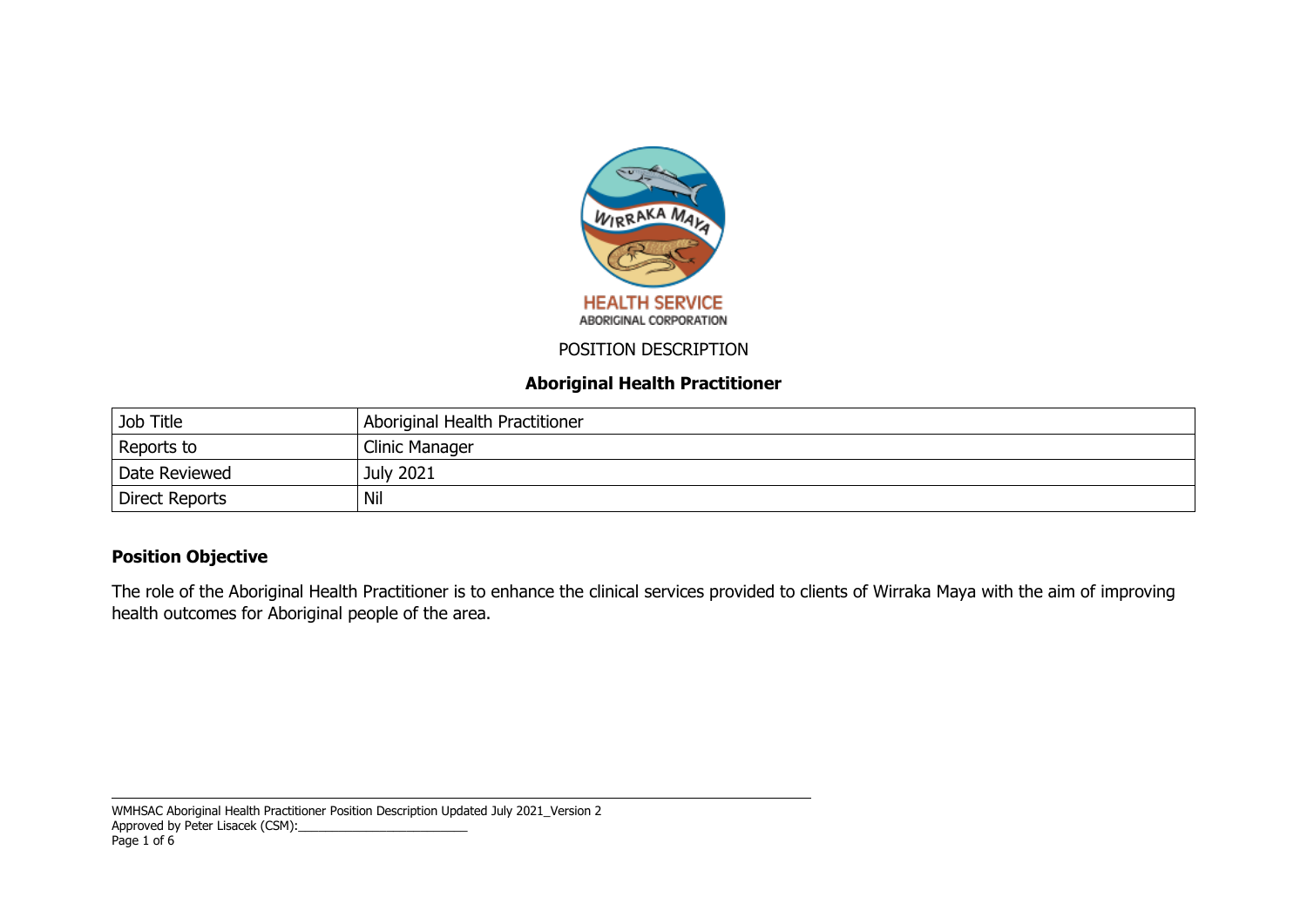WIRRAKA MAYA

HEALTH SERVICE
ABORIGINAL CORPORATION

POSITION DESCRIPTION

**Aboriginal Health Practitioner**

| Job Title | Aboriginal Health Practitioner |
|---|---|
| Reports to | Clinic Manager |
| Date Reviewed | July 2021 |
| Direct Reports | Nil |

## Position Objective

The role of the Aboriginal Health Practitioner is to enhance the clinical services provided to clients of Wirraka Maya with the aim of improving health outcomes for Aboriginal people of the area.

WMHSAC Aboriginal Health Practitioner Position Description Updated July 2021_Version 2
Approved by Peter Lisacek (CSM):_________________________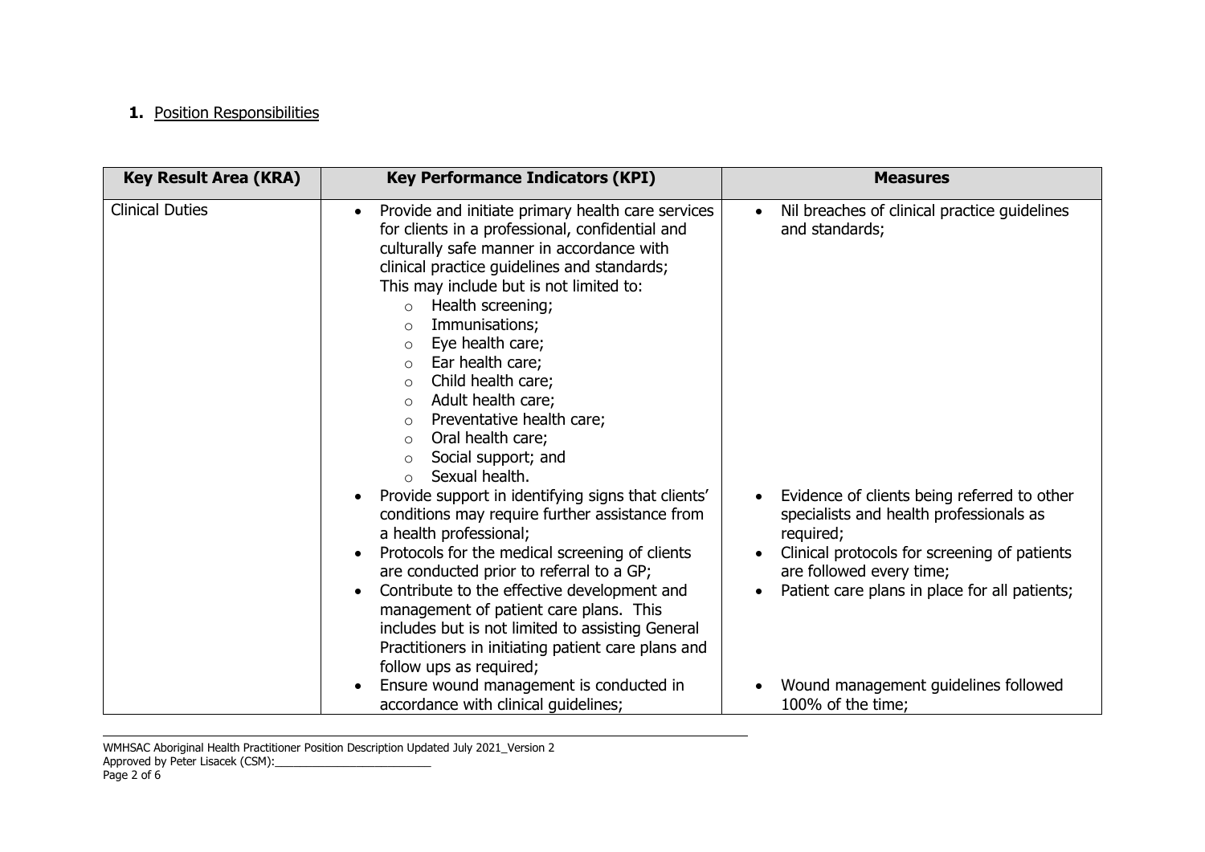## 1. Position Responsibilities

| Key Result Area (KRA) | Key Performance Indicators (KPI) | Measures |
|---|---|---|
| Clinical Duties | • Provide and initiate primary health care services for clients in a professional, confidential and culturally safe manner in accordance with clinical practice guidelines and standards; This may include but is not limited to: <br> ○ Health screening; <br> ○ Immunisations; <br> ○ Eye health care; <br> ○ Ear health care; <br> ○ Child health care; <br> ○ Adult health care; <br> ○ Preventative health care; <br> ○ Oral health care; <br> ○ Social support; and <br> ○ Sexual health. | • Nil breaches of clinical practice guidelines and standards; |
| | • Provide support in identifying signs that clients' conditions may require further assistance from a health professional; <br> • Protocols for the medical screening of clients are conducted prior to referral to a GP; <br> • Contribute to the effective development and management of patient care plans. This includes but is not limited to assisting General Practitioners in initiating patient care plans and follow ups as required; | • Evidence of clients being referred to other specialists and health professionals as required; <br> • Clinical protocols for screening of patients are followed every time; <br> • Patient care plans in place for all patients; |
| | • Ensure wound management is conducted in accordance with clinical guidelines; | • Wound management guidelines followed 100% of the time; |

WMHSAC Aboriginal Health Practitioner Position Description Updated July 2021_Version 2
Approved by Peter Lisacek (CSM):________________________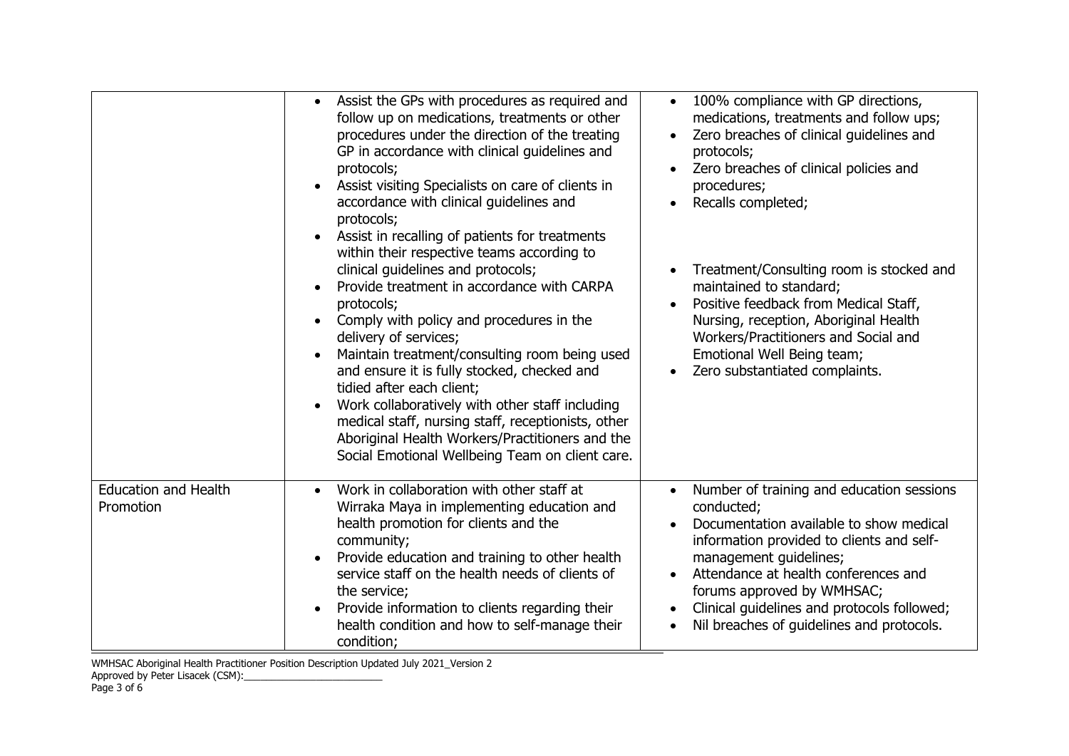| | | |
|---|---|---|
| | • Assist the GPs with procedures as required and follow up on medications, treatments or other procedures under the direction of the treating GP in accordance with clinical guidelines and protocols;<br>• Assist visiting Specialists on care of clients in accordance with clinical guidelines and protocols;<br>• Assist in recalling of patients for treatments within their respective teams according to clinical guidelines and protocols;<br>• Provide treatment in accordance with CARPA protocols;<br>• Comply with policy and procedures in the delivery of services;<br>• Maintain treatment/consulting room being used and ensure it is fully stocked, checked and tidied after each client;<br>• Work collaboratively with other staff including medical staff, nursing staff, receptionists, other Aboriginal Health Workers/Practitioners and the Social Emotional Wellbeing Team on client care. | • 100% compliance with GP directions, medications, treatments and follow ups;<br>• Zero breaches of clinical guidelines and protocols;<br>• Zero breaches of clinical policies and procedures;<br>• Recalls completed;<br>• Treatment/Consulting room is stocked and maintained to standard;<br>• Positive feedback from Medical Staff, Nursing, reception, Aboriginal Health Workers/Practitioners and Social and Emotional Well Being team;<br>• Zero substantiated complaints. |
| Education and Health Promotion | • Work in collaboration with other staff at Wirraka Maya in implementing education and health promotion for clients and the community;<br>• Provide education and training to other health service staff on the health needs of clients of the service;<br>• Provide information to clients regarding their health condition and how to self-manage their condition; | • Number of training and education sessions conducted;<br>• Documentation available to show medical information provided to clients and self-management guidelines;<br>• Attendance at health conferences and forums approved by WMHSAC;<br>• Clinical guidelines and protocols followed;<br>• Nil breaches of guidelines and protocols. |

WMHSAC Aboriginal Health Practitioner Position Description Updated July 2021_Version 2
Approved by Peter Lisacek (CSM):________________________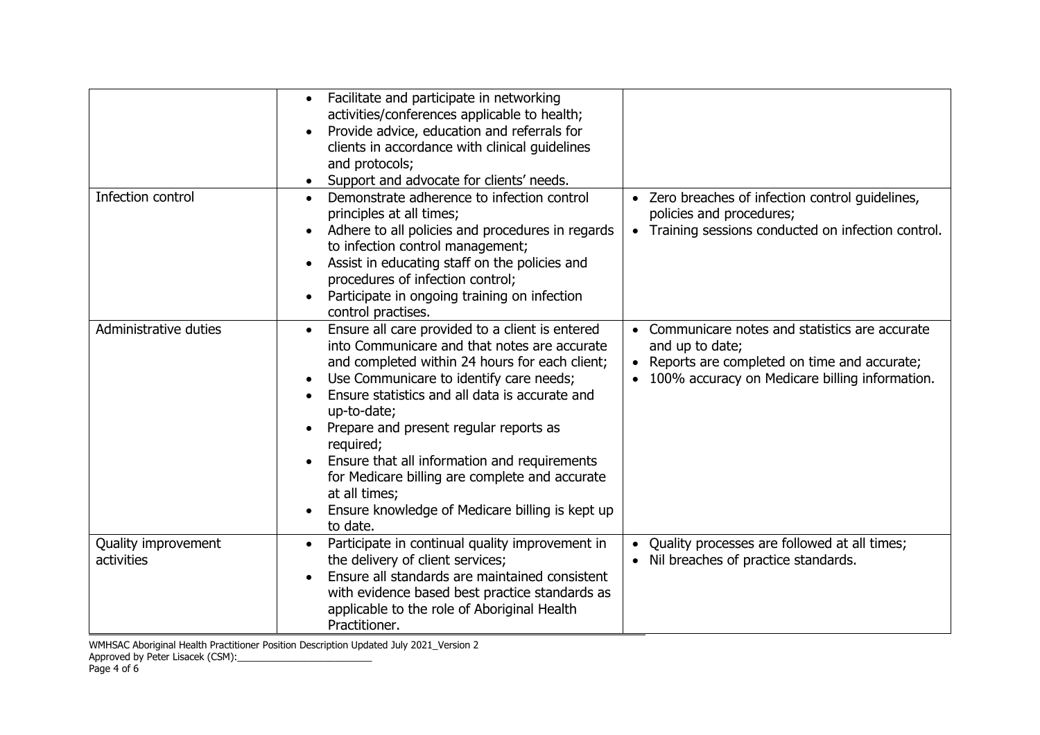| | | |
|---|---|---|
| | • Facilitate and participate in networking activities/conferences applicable to health;<br>• Provide advice, education and referrals for clients in accordance with clinical guidelines and protocols;<br>• Support and advocate for clients' needs. | |
| Infection control | • Demonstrate adherence to infection control principles at all times;<br>• Adhere to all policies and procedures in regards to infection control management;<br>• Assist in educating staff on the policies and procedures of infection control;<br>• Participate in ongoing training on infection control practises. | • Zero breaches of infection control guidelines, policies and procedures;<br>• Training sessions conducted on infection control. |
| Administrative duties | • Ensure all care provided to a client is entered into Communicare and that notes are accurate and completed within 24 hours for each client;<br>• Use Communicare to identify care needs;<br>• Ensure statistics and all data is accurate and up-to-date;<br>• Prepare and present regular reports as required;<br>• Ensure that all information and requirements for Medicare billing are complete and accurate at all times;<br>• Ensure knowledge of Medicare billing is kept up to date. | • Communicare notes and statistics are accurate and up to date;<br>• Reports are completed on time and accurate;<br>• 100% accuracy on Medicare billing information. |
| Quality improvement activities | • Participate in continual quality improvement in the delivery of client services;<br>• Ensure all standards are maintained consistent with evidence based best practice standards as applicable to the role of Aboriginal Health Practitioner. | • Quality processes are followed at all times;<br>• Nil breaches of practice standards. |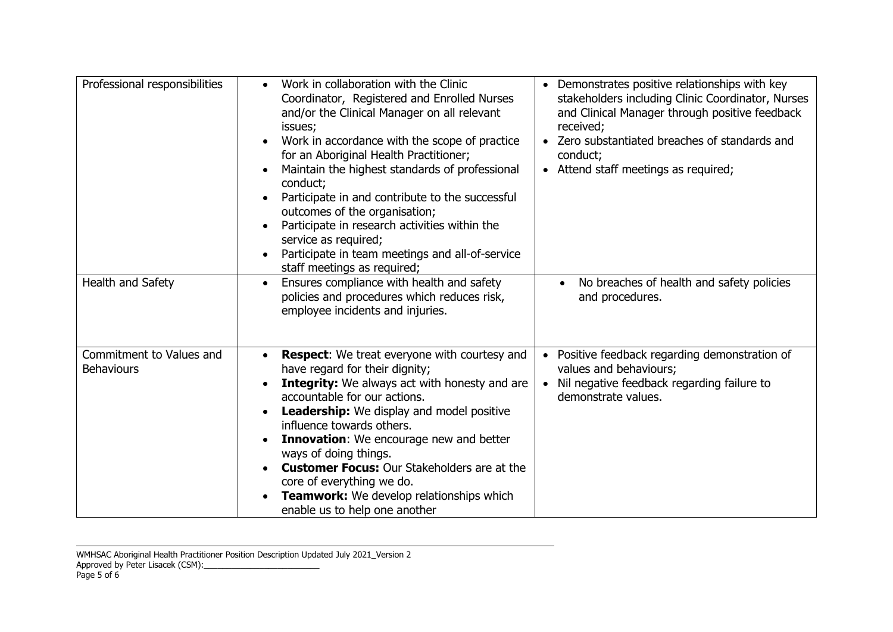| Professional responsibilities | • Work in collaboration with the Clinic Coordinator, Registered and Enrolled Nurses and/or the Clinical Manager on all relevant issues;<br>• Work in accordance with the scope of practice for an Aboriginal Health Practitioner;<br>• Maintain the highest standards of professional conduct;<br>• Participate in and contribute to the successful outcomes of the organisation;<br>• Participate in research activities within the service as required;<br>• Participate in team meetings and all-of-service staff meetings as required; | • Demonstrates positive relationships with key stakeholders including Clinic Coordinator, Nurses and Clinical Manager through positive feedback received;<br>• Zero substantiated breaches of standards and conduct;<br>• Attend staff meetings as required; |
|---|---|---|
| Health and Safety | • Ensures compliance with health and safety policies and procedures which reduces risk, employee incidents and injuries. | • No breaches of health and safety policies and procedures. |
| Commitment to Values and Behaviours | • **Respect**: We treat everyone with courtesy and have regard for their dignity;<br>• **Integrity:** We always act with honesty and are accountable for our actions.<br>• **Leadership:** We display and model positive influence towards others.<br>• **Innovation**: We encourage new and better ways of doing things.<br>• **Customer Focus:** Our Stakeholders are at the core of everything we do.<br>• **Teamwork:** We develop relationships which enable us to help one another | • Positive feedback regarding demonstration of values and behaviours;<br>• Nil negative feedback regarding failure to demonstrate values. |

WMHSAC Aboriginal Health Practitioner Position Description Updated July 2021_Version 2
Approved by Peter Lisacek (CSM):_________________________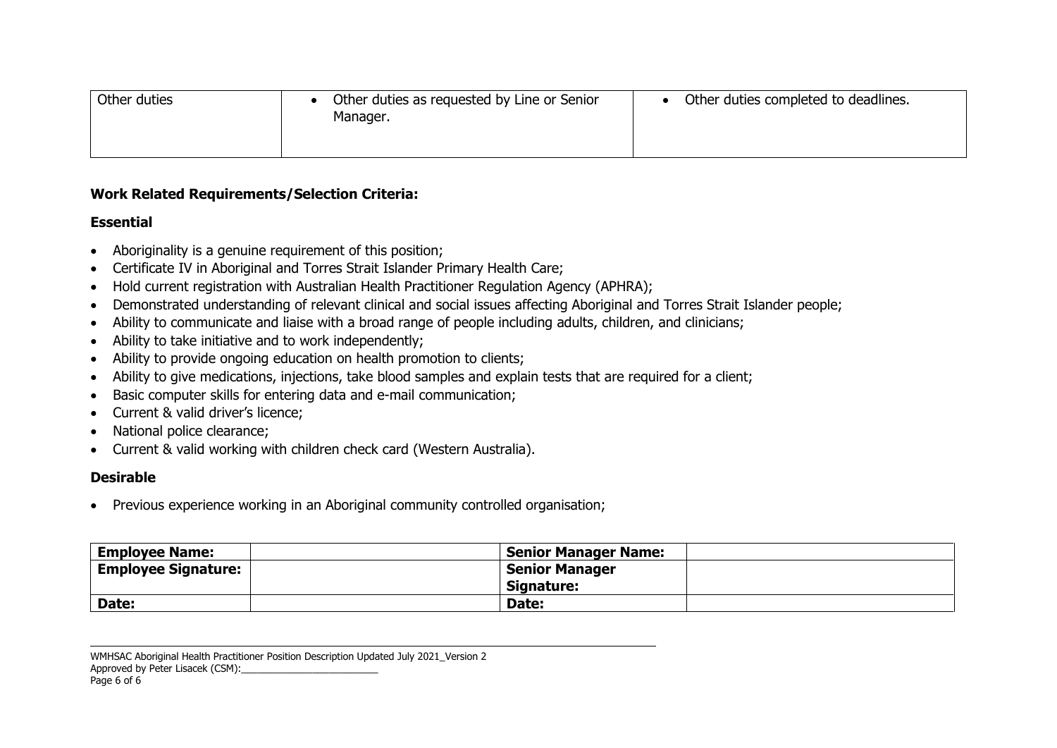| | | |
|---|---|---|
| Other duties | • Other duties as requested by Line or Senior Manager. | • Other duties completed to deadlines. |

**Work Related Requirements/Selection Criteria:**

### Essential

- Aboriginality is a genuine requirement of this position;
- Certificate IV in Aboriginal and Torres Strait Islander Primary Health Care;
- Hold current registration with Australian Health Practitioner Regulation Agency (APHRA);
- Demonstrated understanding of relevant clinical and social issues affecting Aboriginal and Torres Strait Islander people;
- Ability to communicate and liaise with a broad range of people including adults, children, and clinicians;
- Ability to take initiative and to work independently;
- Ability to provide ongoing education on health promotion to clients;
- Ability to give medications, injections, take blood samples and explain tests that are required for a client;
- Basic computer skills for entering data and e-mail communication;
- Current & valid driver's licence;
- National police clearance;
- Current & valid working with children check card (Western Australia).

### Desirable

- Previous experience working in an Aboriginal community controlled organisation;

| | | | |
|---|---|---|---|
| **Employee Name:** | | **Senior Manager Name:** | |
| **Employee Signature:** | | **Senior Manager Signature:** | |
| **Date:** | | **Date:** | |

WMHSAC Aboriginal Health Practitioner Position Description Updated July 2021_Version 2
Approved by Peter Lisacek (CSM):_________________________